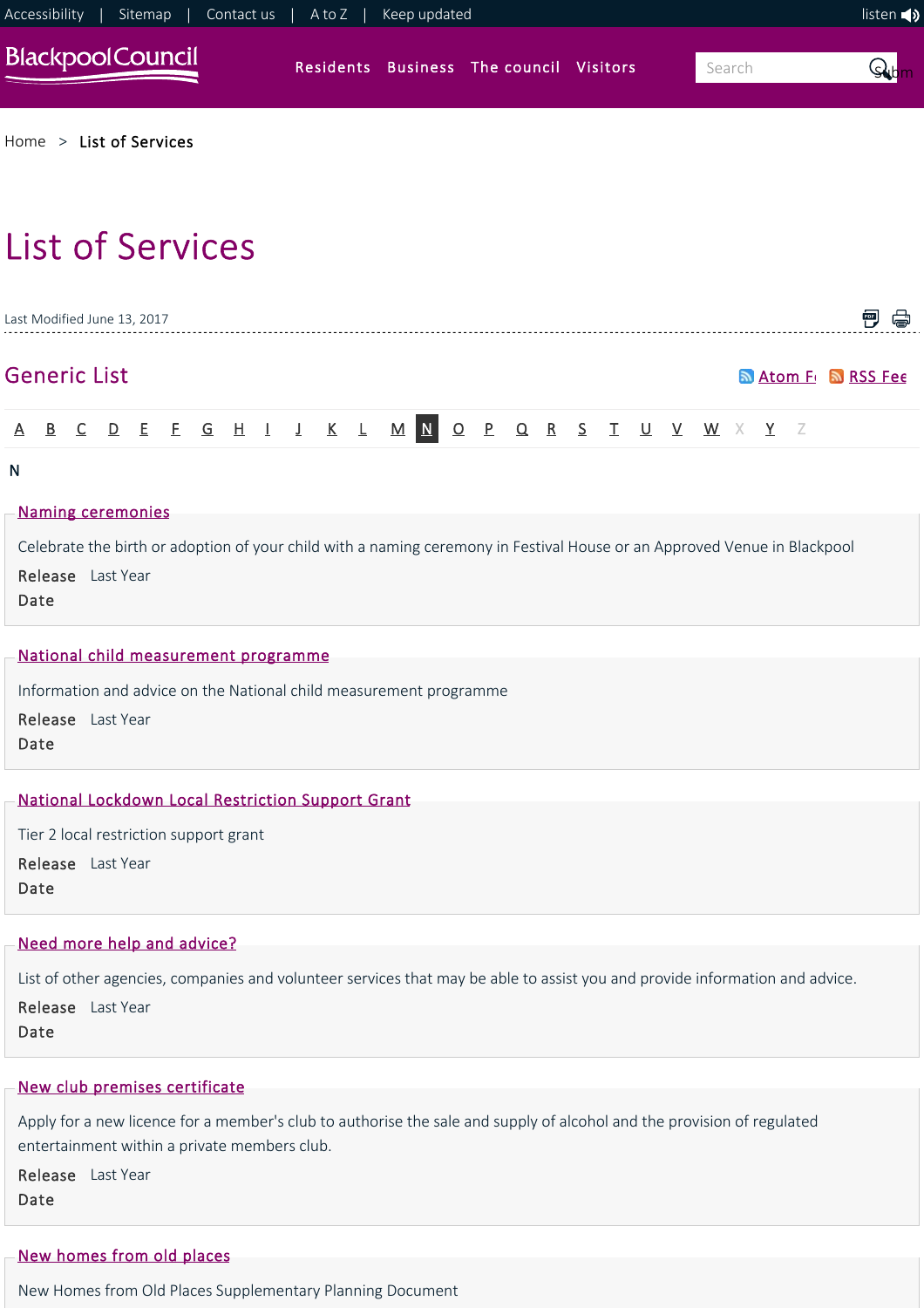Accessibility | Sitemap | Contact us | A to Z | Keep updated

listen

Residents Business The council Visitors

Home > List of Services

# List of Services

Last Modified June 13, 2017

## Generic List

Atom F RSS Fee

A B C D E F G H I J K L M N O P Q R S T U V W X Y Z

N

### Naming ceremonies

Celebrate the birth or adoption of your child with a naming ceremony in Festival House or an Approved Venue in Blackpool

**Release Date** Last Year

### National child measurement programme

Information and advice on the National child measurement programme

**Release Date** Last Year

### National Lockdown Local Restriction Support Grant

Tier 2 local restriction support grant

**Release Date** Last Year

### Need more help and advice?

List of other agencies, companies and volunteer services that may be able to assist you and provide information and advice.

**Release Date** Last Year

### New club premises certificate

Apply for a new licence for a member's club to authorise the sale and supply of alcohol and the provision of regulated entertainment within a private members club.

**Release Date** Last Year

### New homes from old places

New Homes from Old Places Supplementary Planning Document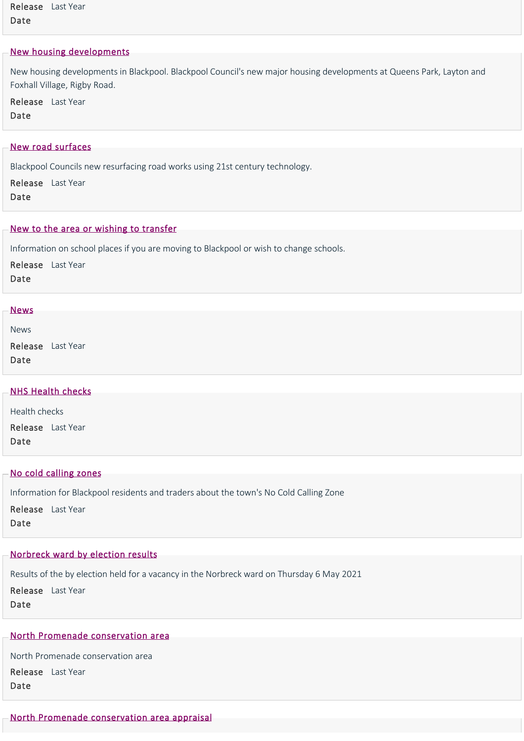Release Date Last Year

## New housing developments

New housing developments in Blackpool. Blackpool Council's new major housing developments at Queens Park, Layton and Foxhall Village, Rigby Road.

Release Date Last Year

## New road surfaces

Blackpool Councils new resurfacing road works using 21st century technology.

Release Date Last Year

## New to the area or wishing to transfer

Information on school places if you are moving to Blackpool or wish to change schools.

Release Date Last Year

## News

News

Release Date Last Year

## NHS Health checks

Health checks

Release Date Last Year

## No cold calling zones

Information for Blackpool residents and traders about the town's No Cold Calling Zone

Release Date Last Year

## Norbreck ward by election results

Results of the by election held for a vacancy in the Norbreck ward on Thursday 6 May 2021

Release Date Last Year

## North Promenade conservation area

North Promenade conservation area

Release Date Last Year

## North Promenade conservation area appraisal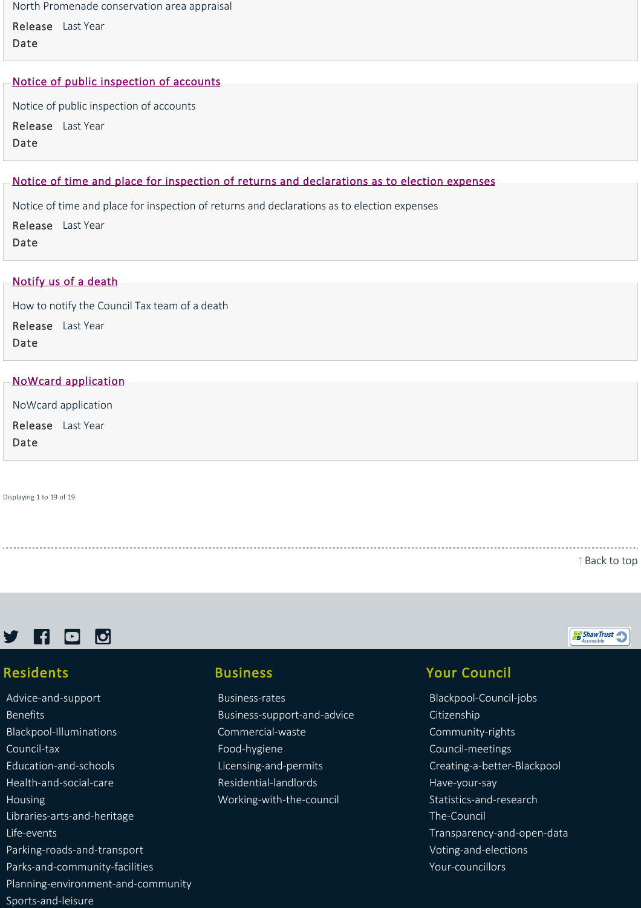North Promenade conservation area appraisal

Release Date: Last Year

## Notice of public inspection of accounts

Notice of public inspection of accounts

Release Date: Last Year

## Notice of time and place for inspection of returns and declarations as to election expenses

Notice of time and place for inspection of returns and declarations as to election expenses

Release Date: Last Year

## Notify us of a death

How to notify the Council Tax team of a death

Release Date: Last Year

## NoWcard application

NoWcard application

Release Date: Last Year

Displaying 1 to 19 of 19

↑ Back to top

### Residents

- Advice-and-support
- Benefits
- Blackpool-Illuminations
- Council-tax
- Education-and-schools
- Health-and-social-care
- Housing
- Libraries-arts-and-heritage
- Life-events
- Parking-roads-and-transport
- Parks-and-community-facilities
- Planning-environment-and-community
- Sports-and-leisure

### Business

- Business-rates
- Business-support-and-advice
- Commercial-waste
- Food-hygiene
- Licensing-and-permits
- Residential-landlords
- Working-with-the-council

### Your Council

- Blackpool-Council-jobs
- Citizenship
- Community-rights
- Council-meetings
- Creating-a-better-Blackpool
- Have-your-say
- Statistics-and-research
- The-Council
- Transparency-and-open-data
- Voting-and-elections
- Your-councillors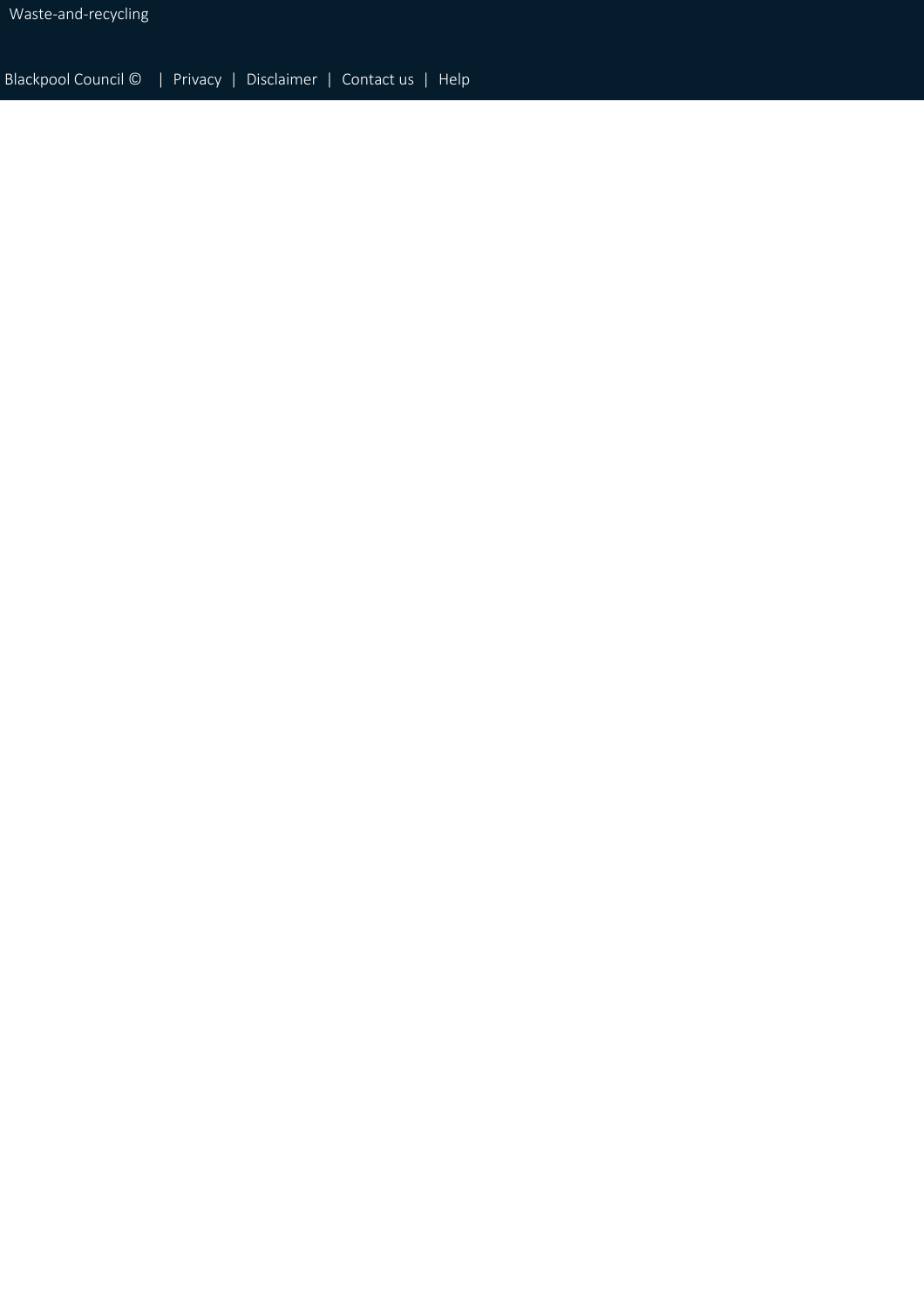Waste-and-recycling

Blackpool Council © | Privacy | Disclaimer | Contact us | Help